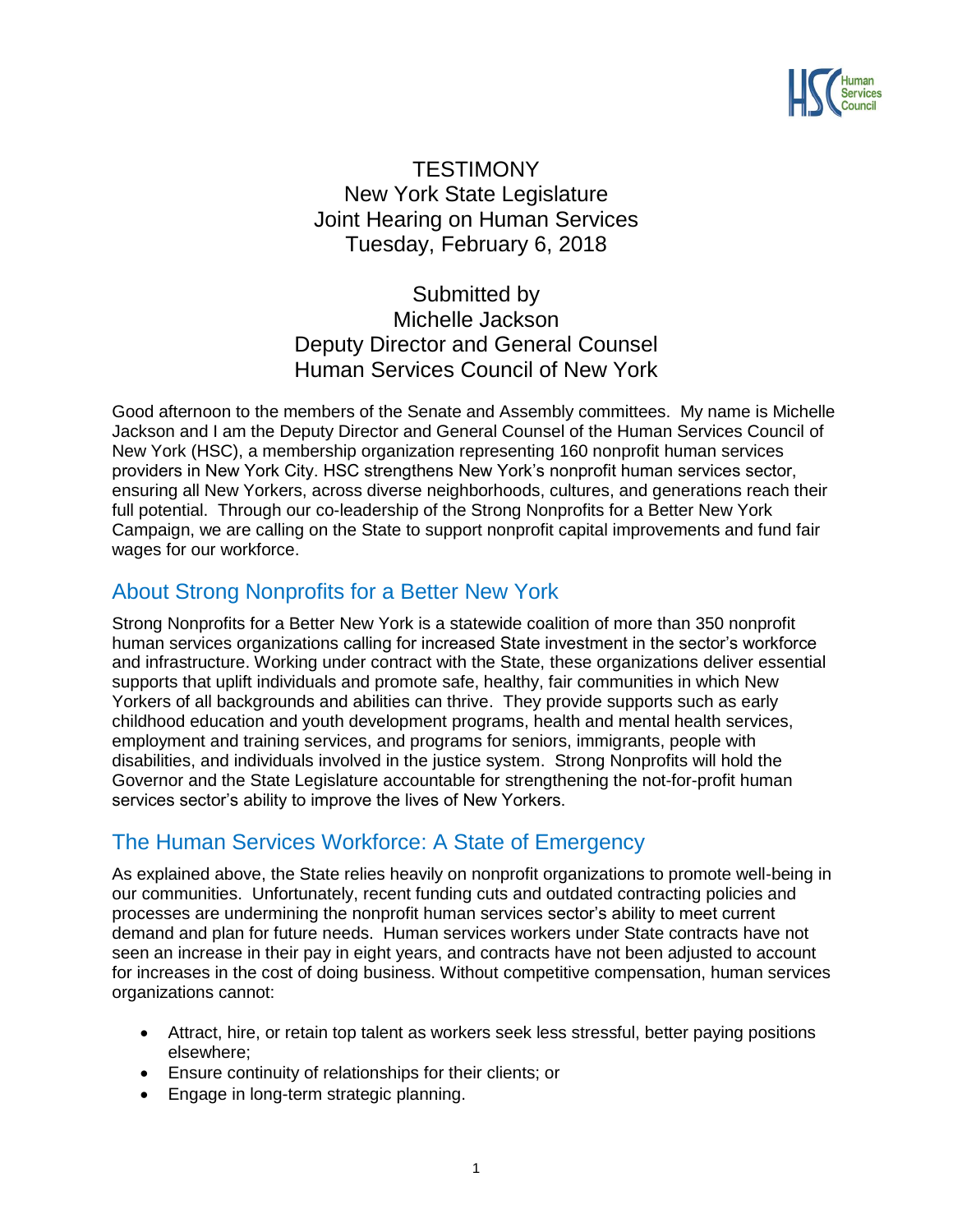# TESTIMONY
## New York State Legislature
## Joint Hearing on Human Services
## Tuesday, February 6, 2018

Submitted by
Michelle Jackson
Deputy Director and General Counsel
Human Services Council of New York

Good afternoon to the members of the Senate and Assembly committees. My name is Michelle Jackson and I am the Deputy Director and General Counsel of the Human Services Council of New York (HSC), a membership organization representing 160 nonprofit human services providers in New York City. HSC strengthens New York's nonprofit human services sector, ensuring all New Yorkers, across diverse neighborhoods, cultures, and generations reach their full potential. Through our co-leadership of the Strong Nonprofits for a Better New York Campaign, we are calling on the State to support nonprofit capital improvements and fund fair wages for our workforce.

## About Strong Nonprofits for a Better New York

Strong Nonprofits for a Better New York is a statewide coalition of more than 350 nonprofit human services organizations calling for increased State investment in the sector's workforce and infrastructure. Working under contract with the State, these organizations deliver essential supports that uplift individuals and promote safe, healthy, fair communities in which New Yorkers of all backgrounds and abilities can thrive. They provide supports such as early childhood education and youth development programs, health and mental health services, employment and training services, and programs for seniors, immigrants, people with disabilities, and individuals involved in the justice system. Strong Nonprofits will hold the Governor and the State Legislature accountable for strengthening the not-for-profit human services sector's ability to improve the lives of New Yorkers.

## The Human Services Workforce: A State of Emergency

As explained above, the State relies heavily on nonprofit organizations to promote well-being in our communities. Unfortunately, recent funding cuts and outdated contracting policies and processes are undermining the nonprofit human services sector's ability to meet current demand and plan for future needs. Human services workers under State contracts have not seen an increase in their pay in eight years, and contracts have not been adjusted to account for increases in the cost of doing business. Without competitive compensation, human services organizations cannot:

- Attract, hire, or retain top talent as workers seek less stressful, better paying positions elsewhere;
- Ensure continuity of relationships for their clients; or
- Engage in long-term strategic planning.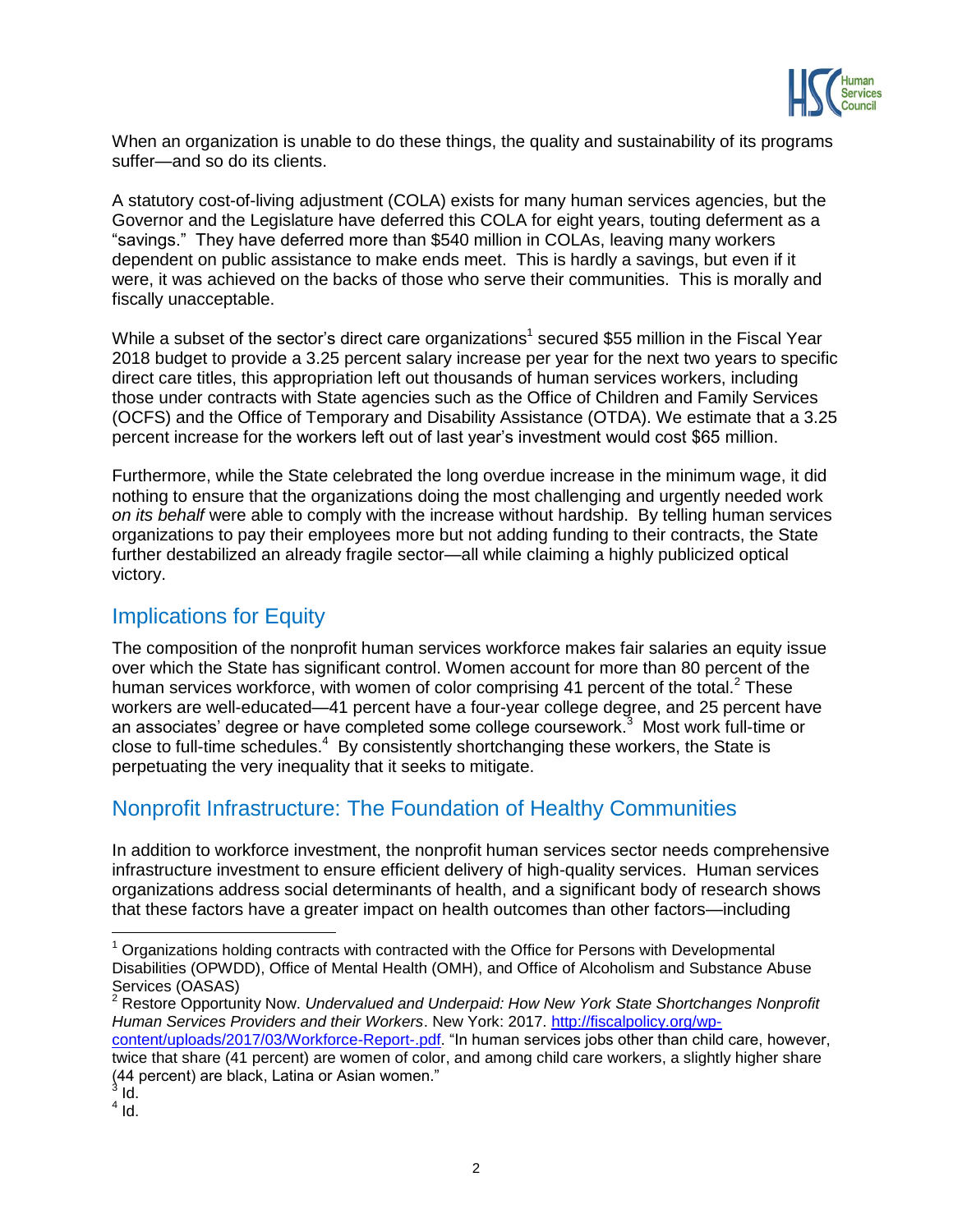When an organization is unable to do these things, the quality and sustainability of its programs suffer—and so do its clients.

A statutory cost-of-living adjustment (COLA) exists for many human services agencies, but the Governor and the Legislature have deferred this COLA for eight years, touting deferment as a "savings." They have deferred more than $540 million in COLAs, leaving many workers dependent on public assistance to make ends meet. This is hardly a savings, but even if it were, it was achieved on the backs of those who serve their communities. This is morally and fiscally unacceptable.

While a subset of the sector's direct care organizations[1] secured $55 million in the Fiscal Year 2018 budget to provide a 3.25 percent salary increase per year for the next two years to specific direct care titles, this appropriation left out thousands of human services workers, including those under contracts with State agencies such as the Office of Children and Family Services (OCFS) and the Office of Temporary and Disability Assistance (OTDA). We estimate that a 3.25 percent increase for the workers left out of last year's investment would cost $65 million.

Furthermore, while the State celebrated the long overdue increase in the minimum wage, it did nothing to ensure that the organizations doing the most challenging and urgently needed work *on its behalf* were able to comply with the increase without hardship. By telling human services organizations to pay their employees more but not adding funding to their contracts, the State further destabilized an already fragile sector—all while claiming a highly publicized optical victory.

## Implications for Equity

The composition of the nonprofit human services workforce makes fair salaries an equity issue over which the State has significant control. Women account for more than 80 percent of the human services workforce, with women of color comprising 41 percent of the total.[2] These workers are well-educated—41 percent have a four-year college degree, and 25 percent have an associates' degree or have completed some college coursework.[3] Most work full-time or close to full-time schedules.[4] By consistently shortchanging these workers, the State is perpetuating the very inequality that it seeks to mitigate.

## Nonprofit Infrastructure: The Foundation of Healthy Communities

In addition to workforce investment, the nonprofit human services sector needs comprehensive infrastructure investment to ensure efficient delivery of high-quality services. Human services organizations address social determinants of health, and a significant body of research shows that these factors have a greater impact on health outcomes than other factors—including

---

[1] Organizations holding contracts with contracted with the Office for Persons with Developmental Disabilities (OPWDD), Office of Mental Health (OMH), and Office of Alcoholism and Substance Abuse Services (OASAS)

[2] Restore Opportunity Now. *Undervalued and Underpaid: How New York State Shortchanges Nonprofit Human Services Providers and their Workers*. New York: 2017. http://fiscalpolicy.org/wp-content/uploads/2017/03/Workforce-Report-.pdf. "In human services jobs other than child care, however, twice that share (41 percent) are women of color, and among child care workers, a slightly higher share (44 percent) are black, Latina or Asian women."

[3] Id.

[4] Id.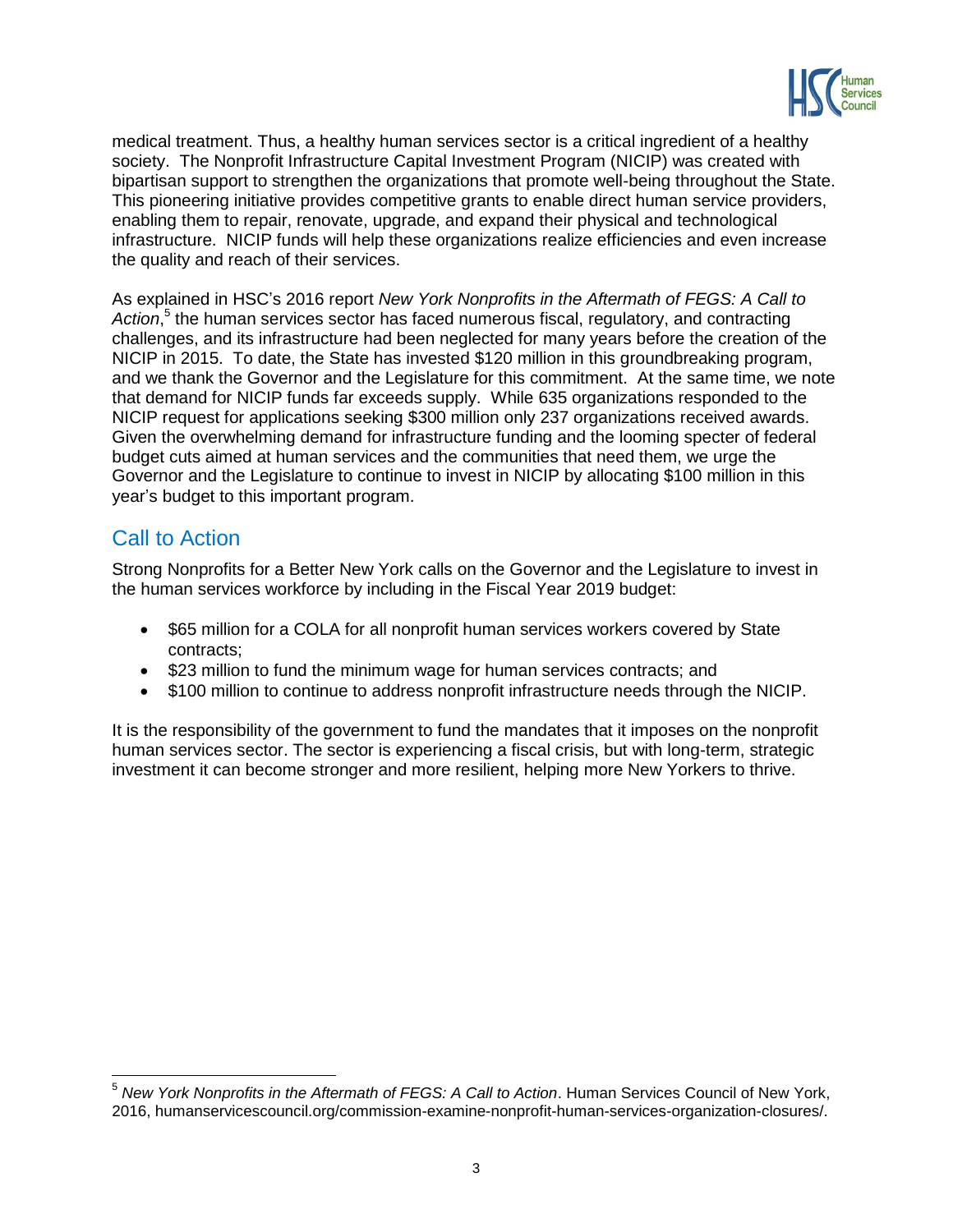medical treatment. Thus, a healthy human services sector is a critical ingredient of a healthy society. The Nonprofit Infrastructure Capital Investment Program (NICIP) was created with bipartisan support to strengthen the organizations that promote well-being throughout the State. This pioneering initiative provides competitive grants to enable direct human service providers, enabling them to repair, renovate, upgrade, and expand their physical and technological infrastructure. NICIP funds will help these organizations realize efficiencies and even increase the quality and reach of their services.

As explained in HSC's 2016 report *New York Nonprofits in the Aftermath of FEGS: A Call to Action*,[5] the human services sector has faced numerous fiscal, regulatory, and contracting challenges, and its infrastructure had been neglected for many years before the creation of the NICIP in 2015. To date, the State has invested $120 million in this groundbreaking program, and we thank the Governor and the Legislature for this commitment. At the same time, we note that demand for NICIP funds far exceeds supply. While 635 organizations responded to the NICIP request for applications seeking $300 million only 237 organizations received awards. Given the overwhelming demand for infrastructure funding and the looming specter of federal budget cuts aimed at human services and the communities that need them, we urge the Governor and the Legislature to continue to invest in NICIP by allocating $100 million in this year's budget to this important program.

## Call to Action

Strong Nonprofits for a Better New York calls on the Governor and the Legislature to invest in the human services workforce by including in the Fiscal Year 2019 budget:

- $65 million for a COLA for all nonprofit human services workers covered by State contracts;
- $23 million to fund the minimum wage for human services contracts; and
- $100 million to continue to address nonprofit infrastructure needs through the NICIP.

It is the responsibility of the government to fund the mandates that it imposes on the nonprofit human services sector. The sector is experiencing a fiscal crisis, but with long-term, strategic investment it can become stronger and more resilient, helping more New Yorkers to thrive.

[5] *New York Nonprofits in the Aftermath of FEGS: A Call to Action*. Human Services Council of New York, 2016, humanservicescouncil.org/commission-examine-nonprofit-human-services-organization-closures/.